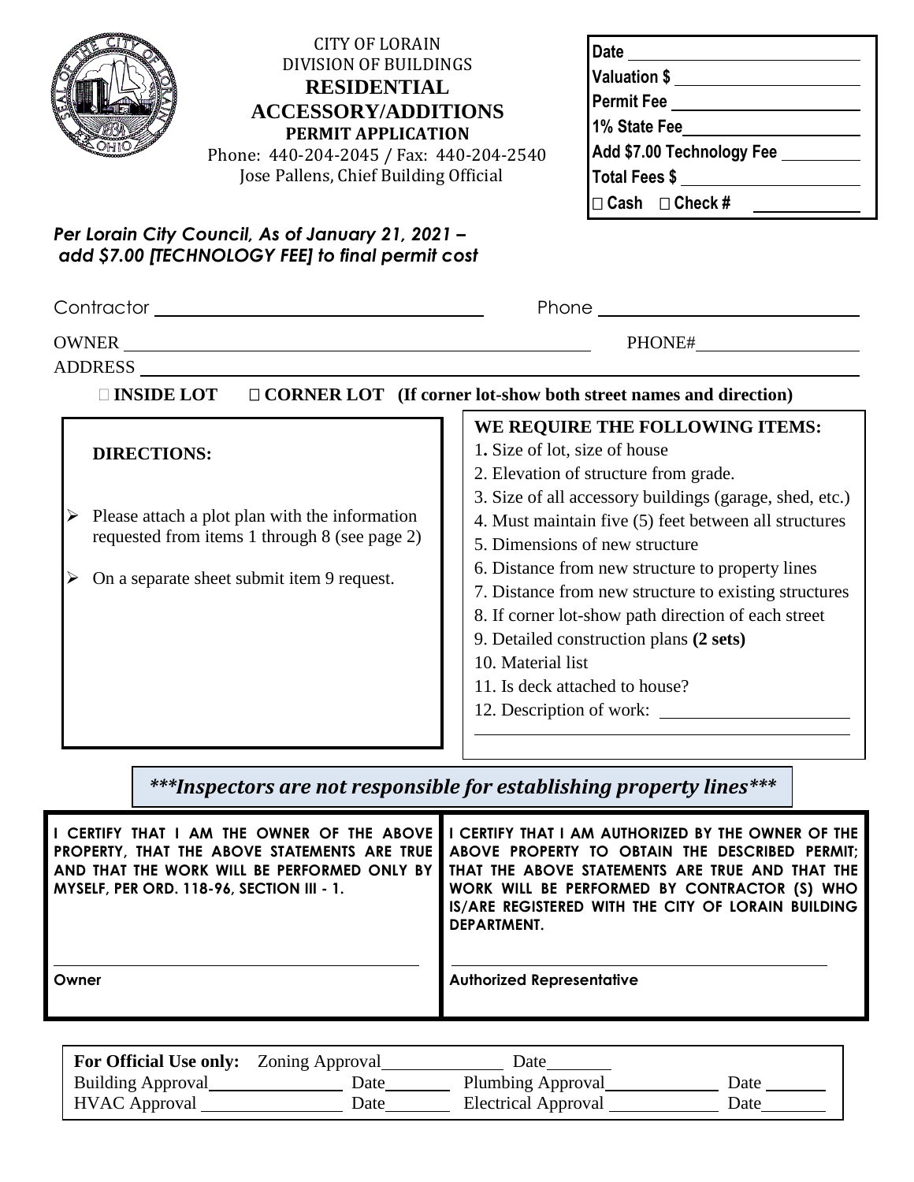CITY OF LORAIN
DIVISION OF BUILDINGS

# RESIDENTIAL ACCESSORY/ADDITIONS

**PERMIT APPLICATION**

Phone: 440-204-2045 / Fax: 440-204-2540
Jose Pallens, Chief Building Official

**Date** \_\_\_\_\_\_\_\_\_\_\_\_\_\_\_\_\_\_\_\_
**Valuation $** \_\_\_\_\_\_\_\_\_\_\_\_\_\_\_\_\_\_\_\_
**Permit Fee** \_\_\_\_\_\_\_\_\_\_\_\_\_\_\_\_\_\_\_\_
**1% State Fee** \_\_\_\_\_\_\_\_\_\_\_\_\_\_\_\_\_\_\_\_
**Add $7.00 Technology Fee** \_\_\_\_\_\_\_\_\_\_
**Total Fees $** \_\_\_\_\_\_\_\_\_\_\_\_\_\_\_\_\_\_\_\_
**☐ Cash ☐ Check #** \_\_\_\_\_\_\_\_\_\_

***Per Lorain City Council, As of January 21, 2021 – add $7.00 [TECHNOLOGY FEE] to final permit cost***

Contractor \_\_\_\_\_\_\_\_\_\_\_\_\_\_\_\_\_\_\_\_\_\_\_\_\_\_\_\_\_\_ Phone \_\_\_\_\_\_\_\_\_\_\_\_\_\_\_\_\_\_\_\_

OWNER \_\_\_\_\_\_\_\_\_\_\_\_\_\_\_\_\_\_\_\_\_\_\_\_\_\_\_\_\_\_\_\_\_\_\_\_\_\_\_\_ PHONE# \_\_\_\_\_\_\_\_\_\_\_\_\_\_\_\_\_\_\_\_

ADDRESS \_\_\_\_\_\_\_\_\_\_\_\_\_\_\_\_\_\_\_\_\_\_\_\_\_\_\_\_\_\_\_\_\_\_\_\_\_\_\_\_\_\_\_\_\_\_\_\_\_\_\_\_\_\_\_\_

**☐ INSIDE LOT ☐ CORNER LOT (If corner lot-show both street names and direction)**

**DIRECTIONS:**

- Please attach a plot plan with the information requested from items 1 through 8 (see page 2)
- On a separate sheet submit item 9 request.

**WE REQUIRE THE FOLLOWING ITEMS:**

1. Size of lot, size of house
2. Elevation of structure from grade.
3. Size of all accessory buildings (garage, shed, etc.)
4. Must maintain five (5) feet between all structures
5. Dimensions of new structure
6. Distance from new structure to property lines
7. Distance from new structure to existing structures
8. If corner lot-show path direction of each street
9. Detailed construction plans **(2 sets)**
10. Material list
11. Is deck attached to house?
12. Description of work: \_\_\_\_\_\_\_\_\_\_\_\_\_\_\_\_\_\_\_\_

***\*\*\*Inspectors are not responsible for establishing property lines\*\*\****

| I CERTIFY THAT I AM THE OWNER OF THE ABOVE PROPERTY, THAT THE ABOVE STATEMENTS ARE TRUE AND THAT THE WORK WILL BE PERFORMED ONLY BY MYSELF, PER ORD. 118-96, SECTION III - 1. | I CERTIFY THAT I AM AUTHORIZED BY THE OWNER OF THE ABOVE PROPERTY TO OBTAIN THE DESCRIBED PERMIT; THAT THE ABOVE STATEMENTS ARE TRUE AND THAT THE WORK WILL BE PERFORMED BY CONTRACTOR (S) WHO IS/ARE REGISTERED WITH THE CITY OF LORAIN BUILDING DEPARTMENT. |
|---|---|
| \_\_\_\_\_\_\_\_\_\_\_\_\_\_\_\_\_\_\_\_ **Owner** | \_\_\_\_\_\_\_\_\_\_\_\_\_\_\_\_\_\_\_\_ **Authorized Representative** |

| **For Official Use only:** | Zoning Approval \_\_\_\_\_\_\_\_ | Date \_\_\_\_\_\_ | |
|---|---|---|---|
| Building Approval \_\_\_\_\_\_\_\_ | Date \_\_\_\_\_\_ | Plumbing Approval \_\_\_\_\_\_\_\_ | Date \_\_\_\_\_\_ |
| HVAC Approval \_\_\_\_\_\_\_\_ | Date \_\_\_\_\_\_ | Electrical Approval \_\_\_\_\_\_\_\_ | Date \_\_\_\_\_\_ |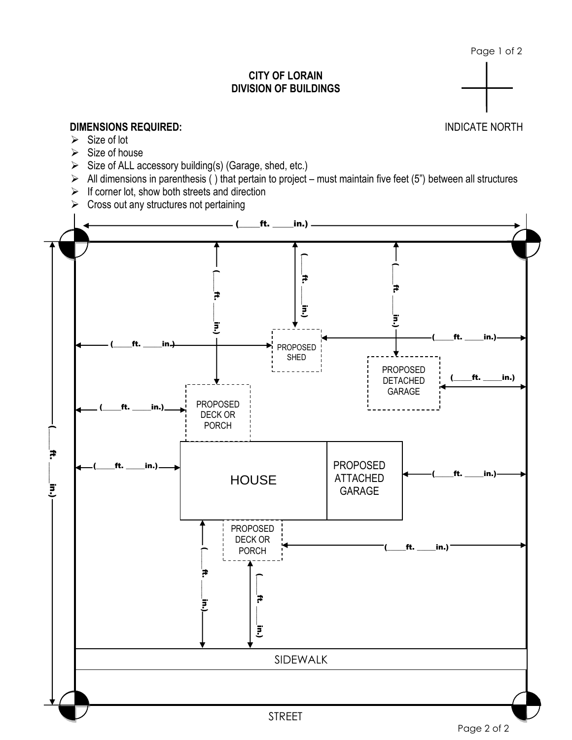**CITY OF LORAIN**
**DIVISION OF BUILDINGS**

INDICATE NORTH

**DIMENSIONS REQUIRED:**

- Size of lot
- Size of house
- Size of ALL accessory building(s) (Garage, shed, etc.)
- All dimensions in parenthesis ( ) that pertain to project – must maintain five feet (5") between all structures
- If corner lot, show both streets and direction
- Cross out any structures not pertaining

(____ft. ____in.)

(___ft. ___in.)

(___ft. ___in.)

(___ft. ___in.)

(____ft. ____in.)

PROPOSED SHED

(____ft. ____in.)

PROPOSED DETACHED GARAGE

(____ft. ____in.)

(____ft. ____in.)

PROPOSED DECK OR PORCH

(___ft. ___in.)

(____ft. ____in.)

HOUSE

PROPOSED ATTACHED GARAGE

(____ft. ____in.)

PROPOSED DECK OR PORCH

(____ft. ____in.)

(___ft. ___in.)

(___ft. ___in.)

SIDEWALK

STREET